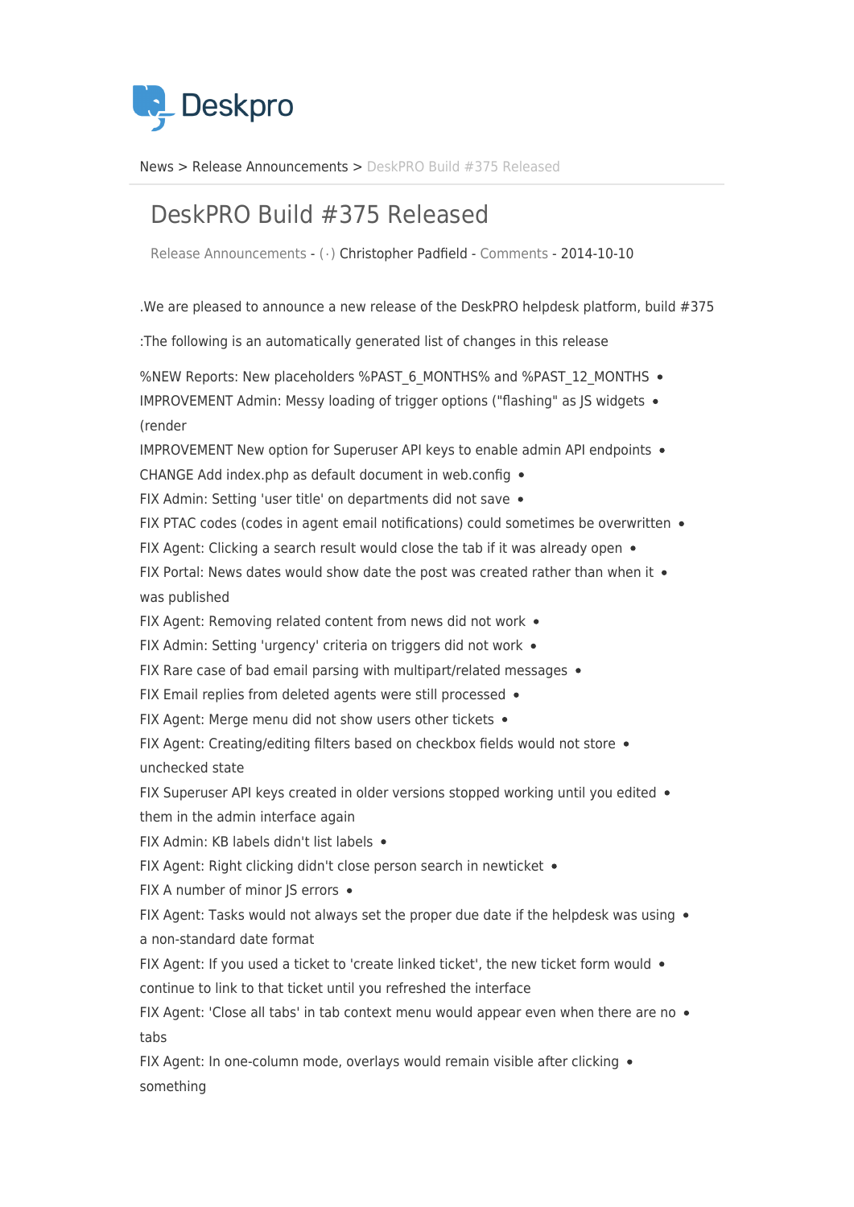News > Release Announcements > DeskPRO Build #375 Released

# DeskPRO Build #375 Released

Release Announcements - (·) Christopher Padfield - Comments - 2014-10-10

We are pleased to announce a new release of the DeskPRO helpdesk platform, build #375.

The following is an automatically generated list of changes in this release:

- NEW Reports: New placeholders %PAST_6_MONTHS% and %PAST_12_MONTHS%
- IMPROVEMENT Admin: Messy loading of trigger options ("flashing" as JS widgets render)
- IMPROVEMENT New option for Superuser API keys to enable admin API endpoints
- CHANGE Add index.php as default document in web.config
- FIX Admin: Setting 'user title' on departments did not save
- FIX PTAC codes (codes in agent email notifications) could sometimes be overwritten
- FIX Agent: Clicking a search result would close the tab if it was already open
- FIX Portal: News dates would show date the post was created rather than when it was published
- FIX Agent: Removing related content from news did not work
- FIX Admin: Setting 'urgency' criteria on triggers did not work
- FIX Rare case of bad email parsing with multipart/related messages
- FIX Email replies from deleted agents were still processed
- FIX Agent: Merge menu did not show users other tickets
- FIX Agent: Creating/editing filters based on checkbox fields would not store unchecked state
- FIX Superuser API keys created in older versions stopped working until you edited them in the admin interface again
- FIX Admin: KB labels didn't list labels
- FIX Agent: Right clicking didn't close person search in newticket
- FIX A number of minor JS errors
- FIX Agent: Tasks would not always set the proper due date if the helpdesk was using a non-standard date format
- FIX Agent: If you used a ticket to 'create linked ticket', the new ticket form would continue to link to that ticket until you refreshed the interface
- FIX Agent: 'Close all tabs' in tab context menu would appear even when there are no tabs
- FIX Agent: In one-column mode, overlays would remain visible after clicking something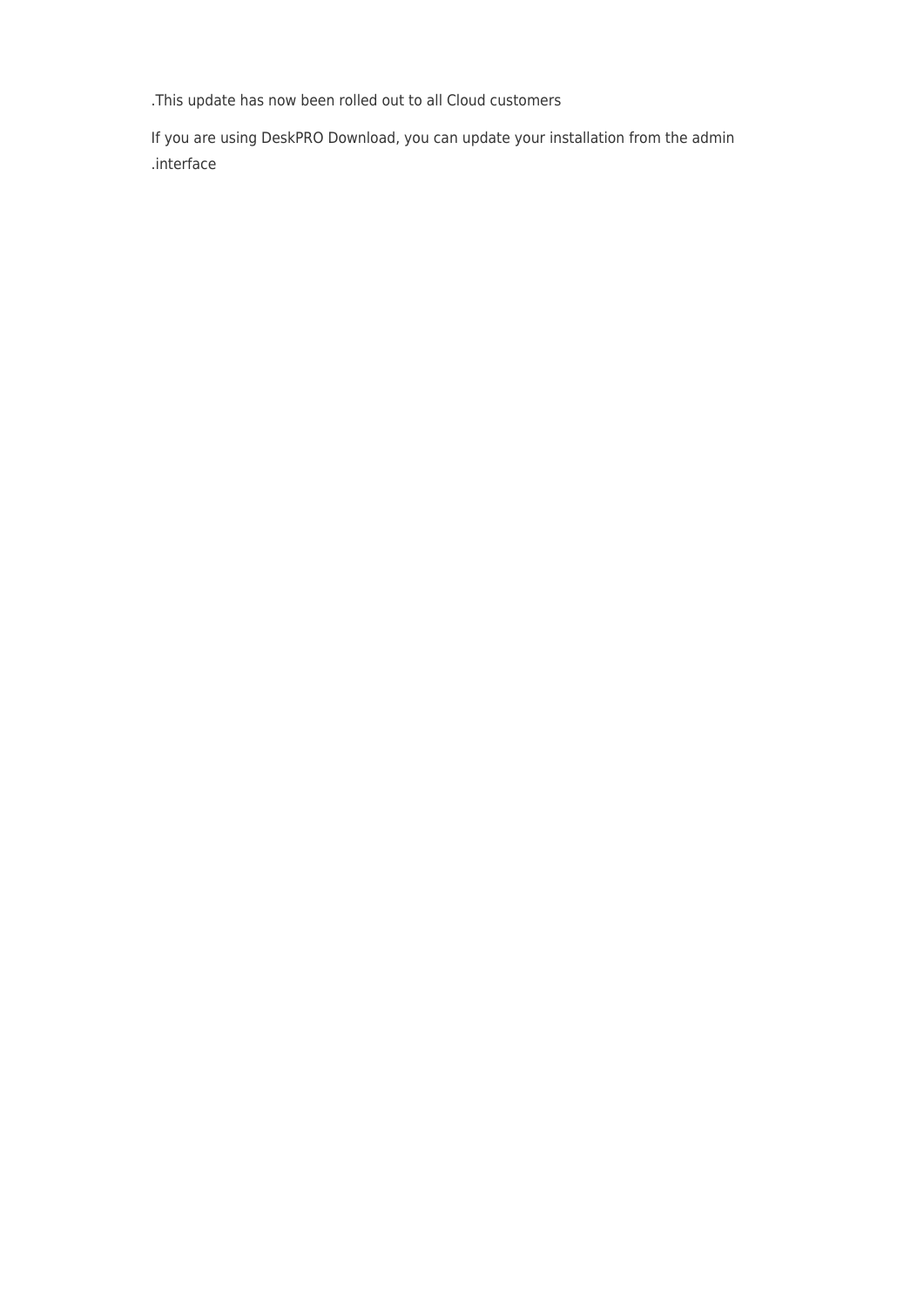.This update has now been rolled out to all Cloud customers

If you are using DeskPRO Download, you can update your installation from the admin .interface